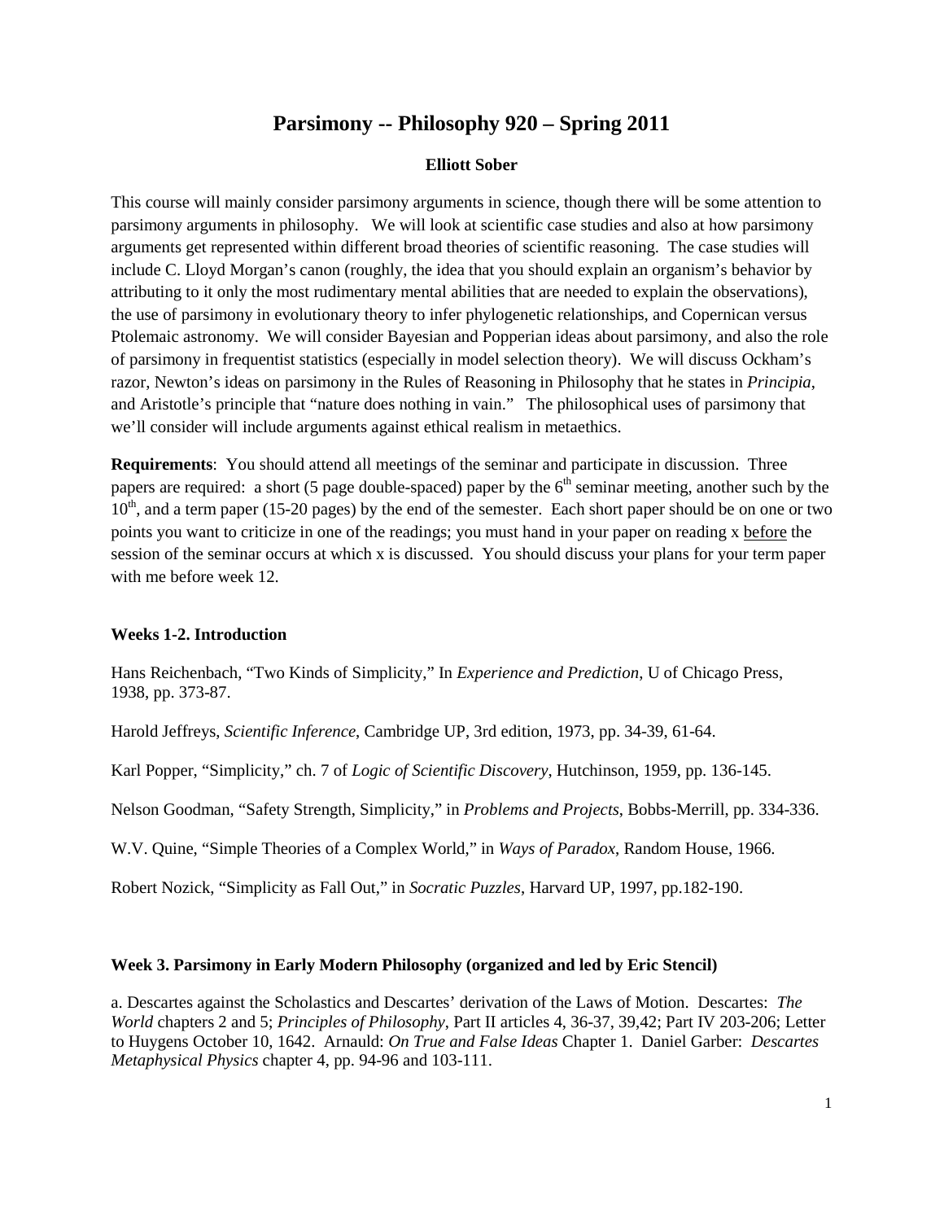# Parsimony -- Philosophy 920 – Spring 2011

**Elliott Sober**

This course will mainly consider parsimony arguments in science, though there will be some attention to parsimony arguments in philosophy. We will look at scientific case studies and also at how parsimony arguments get represented within different broad theories of scientific reasoning. The case studies will include C. Lloyd Morgan's canon (roughly, the idea that you should explain an organism's behavior by attributing to it only the most rudimentary mental abilities that are needed to explain the observations), the use of parsimony in evolutionary theory to infer phylogenetic relationships, and Copernican versus Ptolemaic astronomy. We will consider Bayesian and Popperian ideas about parsimony, and also the role of parsimony in frequentist statistics (especially in model selection theory). We will discuss Ockham's razor, Newton's ideas on parsimony in the Rules of Reasoning in Philosophy that he states in *Principia*, and Aristotle's principle that "nature does nothing in vain." The philosophical uses of parsimony that we'll consider will include arguments against ethical realism in metaethics.

**Requirements**: You should attend all meetings of the seminar and participate in discussion. Three papers are required: a short (5 page double-spaced) paper by the 6th seminar meeting, another such by the 10th, and a term paper (15-20 pages) by the end of the semester. Each short paper should be on one or two points you want to criticize in one of the readings; you must hand in your paper on reading x before the session of the seminar occurs at which x is discussed. You should discuss your plans for your term paper with me before week 12.

### Weeks 1-2. Introduction

Hans Reichenbach, "Two Kinds of Simplicity," In *Experience and Prediction*, U of Chicago Press, 1938, pp. 373-87.

Harold Jeffreys, *Scientific Inference*, Cambridge UP, 3rd edition, 1973, pp. 34-39, 61-64.

Karl Popper, "Simplicity," ch. 7 of *Logic of Scientific Discovery*, Hutchinson, 1959, pp. 136-145.

Nelson Goodman, "Safety Strength, Simplicity," in *Problems and Projects*, Bobbs-Merrill, pp. 334-336.

W.V. Quine, "Simple Theories of a Complex World," in *Ways of Paradox*, Random House, 1966.

Robert Nozick, "Simplicity as Fall Out," in *Socratic Puzzles*, Harvard UP, 1997, pp.182-190.

### Week 3. Parsimony in Early Modern Philosophy (organized and led by Eric Stencil)

a. Descartes against the Scholastics and Descartes' derivation of the Laws of Motion. Descartes: *The World* chapters 2 and 5; *Principles of Philosophy*, Part II articles 4, 36-37, 39,42; Part IV 203-206; Letter to Huygens October 10, 1642. Arnauld: *On True and False Ideas* Chapter 1. Daniel Garber: *Descartes Metaphysical Physics* chapter 4, pp. 94-96 and 103-111.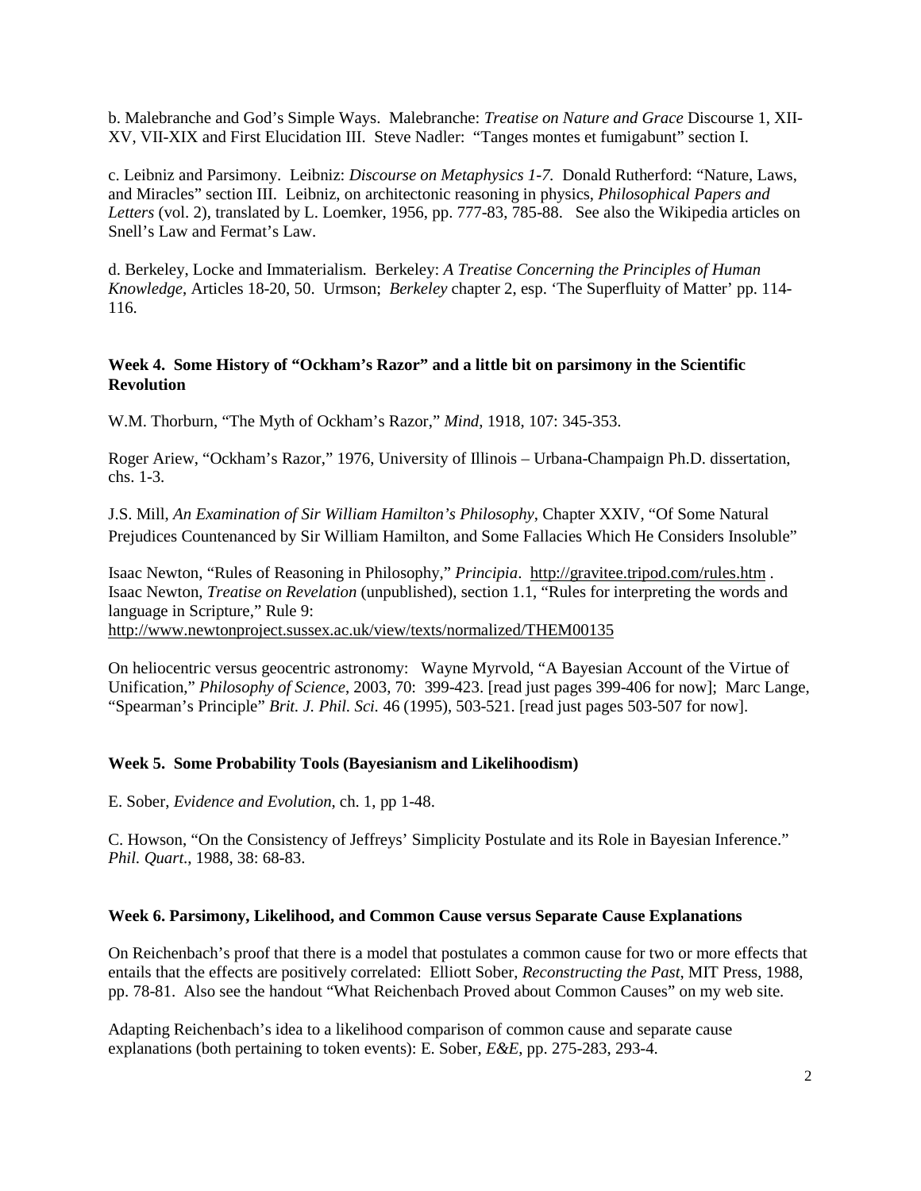b. Malebranche and God's Simple Ways. Malebranche: *Treatise on Nature and Grace* Discourse 1, XII-XV, VII-XIX and First Elucidation III. Steve Nadler: "Tanges montes et fumigabunt" section I.

c. Leibniz and Parsimony. Leibniz: *Discourse on Metaphysics 1-7.* Donald Rutherford: "Nature, Laws, and Miracles" section III. Leibniz, on architectonic reasoning in physics, *Philosophical Papers and Letters* (vol. 2), translated by L. Loemker, 1956, pp. 777-83, 785-88. See also the Wikipedia articles on Snell's Law and Fermat's Law.

d. Berkeley, Locke and Immaterialism. Berkeley: *A Treatise Concerning the Principles of Human Knowledge*, Articles 18-20, 50. Urmson; *Berkeley* chapter 2, esp. 'The Superfluity of Matter' pp. 114-116.

### Week 4. Some History of "Ockham's Razor" and a little bit on parsimony in the Scientific Revolution

W.M. Thorburn, "The Myth of Ockham's Razor," *Mind*, 1918, 107: 345-353.

Roger Ariew, "Ockham's Razor," 1976, University of Illinois – Urbana-Champaign Ph.D. dissertation, chs. 1-3.

J.S. Mill, *An Examination of Sir William Hamilton's Philosophy*, Chapter XXIV, "Of Some Natural Prejudices Countenanced by Sir William Hamilton, and Some Fallacies Which He Considers Insoluble"

Isaac Newton, "Rules of Reasoning in Philosophy," *Principia*. http://gravitee.tripod.com/rules.htm .
Isaac Newton, *Treatise on Revelation* (unpublished), section 1.1, "Rules for interpreting the words and language in Scripture," Rule 9:
http://www.newtonproject.sussex.ac.uk/view/texts/normalized/THEM00135

On heliocentric versus geocentric astronomy: Wayne Myrvold, "A Bayesian Account of the Virtue of Unification," *Philosophy of Science*, 2003, 70: 399-423. [read just pages 399-406 for now]; Marc Lange, "Spearman's Principle" *Brit. J. Phil. Sci.* 46 (1995), 503-521. [read just pages 503-507 for now].

### Week 5. Some Probability Tools (Bayesianism and Likelihoodism)

E. Sober, *Evidence and Evolution*, ch. 1, pp 1-48.

C. Howson, "On the Consistency of Jeffreys' Simplicity Postulate and its Role in Bayesian Inference." *Phil. Quart*., 1988, 38: 68-83.

### Week 6. Parsimony, Likelihood, and Common Cause versus Separate Cause Explanations

On Reichenbach's proof that there is a model that postulates a common cause for two or more effects that entails that the effects are positively correlated: Elliott Sober, *Reconstructing the Past*, MIT Press, 1988, pp. 78-81. Also see the handout "What Reichenbach Proved about Common Causes" on my web site.

Adapting Reichenbach's idea to a likelihood comparison of common cause and separate cause explanations (both pertaining to token events): E. Sober, *E&E*, pp. 275-283, 293-4.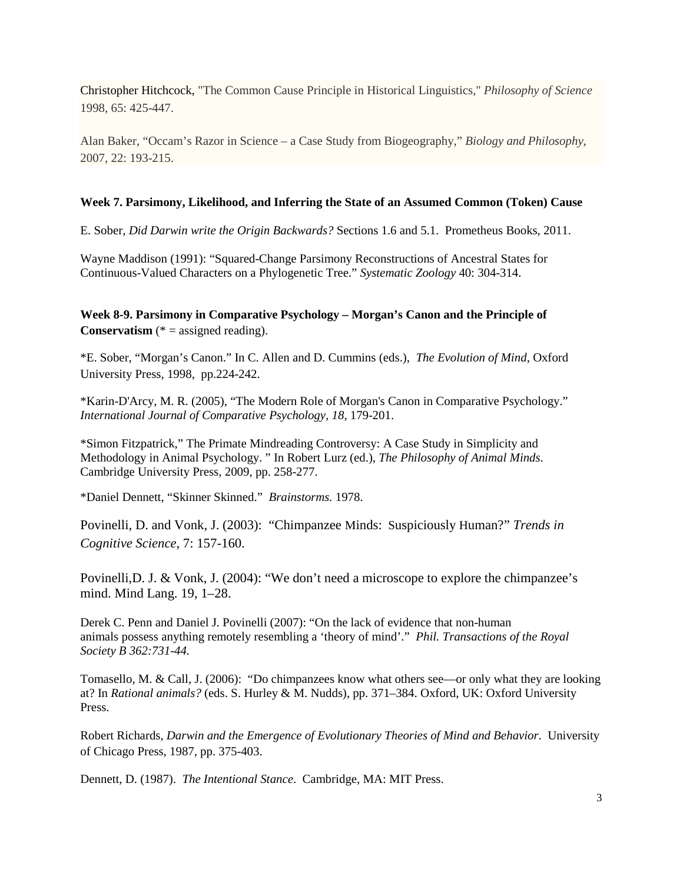Christopher Hitchcock, "The Common Cause Principle in Historical Linguistics," *Philosophy of Science* 1998, 65: 425-447.

Alan Baker, "Occam's Razor in Science – a Case Study from Biogeography," *Biology and Philosophy*, 2007, 22: 193-215.

**Week 7. Parsimony, Likelihood, and Inferring the State of an Assumed Common (Token) Cause**

E. Sober, *Did Darwin write the Origin Backwards?* Sections 1.6 and 5.1. Prometheus Books, 2011.

Wayne Maddison (1991): "Squared-Change Parsimony Reconstructions of Ancestral States for Continuous-Valued Characters on a Phylogenetic Tree." *Systematic Zoology* 40: 304-314.

**Week 8-9. Parsimony in Comparative Psychology – Morgan's Canon and the Principle of Conservatism** (* = assigned reading).

*E. Sober, "Morgan's Canon." In C. Allen and D. Cummins (eds.), *The Evolution of Mind*, Oxford University Press, 1998, pp.224-242.

*Karin-D'Arcy, M. R. (2005), "The Modern Role of Morgan's Canon in Comparative Psychology." *International Journal of Comparative Psychology, 18*, 179-201.

*Simon Fitzpatrick," The Primate Mindreading Controversy: A Case Study in Simplicity and Methodology in Animal Psychology. " In Robert Lurz (ed.), *The Philosophy of Animal Minds*. Cambridge University Press, 2009, pp. 258-277.

*Daniel Dennett, "Skinner Skinned." *Brainstorms.* 1978.

Povinelli, D. and Vonk, J. (2003): "Chimpanzee Minds: Suspiciously Human?" *Trends in Cognitive Science*, 7: 157-160.

Povinelli,D. J. & Vonk, J. (2004): "We don't need a microscope to explore the chimpanzee's mind. Mind Lang. 19, 1–28.

Derek C. Penn and Daniel J. Povinelli (2007): "On the lack of evidence that non-human animals possess anything remotely resembling a 'theory of mind'." *Phil. Transactions of the Royal Society B 362:731-44.*

Tomasello, M. & Call, J. (2006): "Do chimpanzees know what others see—or only what they are looking at? In *Rational animals?* (eds. S. Hurley & M. Nudds), pp. 371–384. Oxford, UK: Oxford University Press.

Robert Richards, *Darwin and the Emergence of Evolutionary Theories of Mind and Behavior*. University of Chicago Press, 1987, pp. 375-403.

Dennett, D. (1987). *The Intentional Stance*. Cambridge, MA: MIT Press.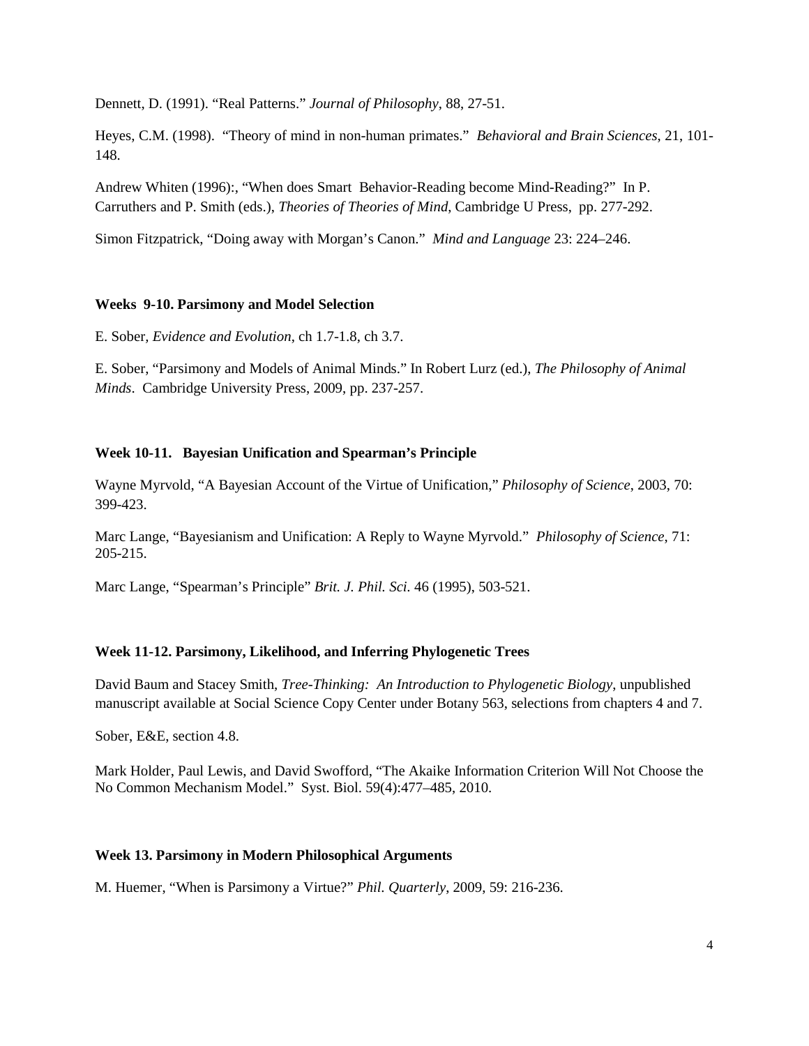Dennett, D. (1991). “Real Patterns.” *Journal of Philosophy*, 88, 27-51.

Heyes, C.M. (1998). “Theory of mind in non-human primates.” *Behavioral and Brain Sciences*, 21, 101-148.

Andrew Whiten (1996):, “When does Smart Behavior-Reading become Mind-Reading?” In P. Carruthers and P. Smith (eds.), *Theories of Theories of Mind*, Cambridge U Press, pp. 277-292.

Simon Fitzpatrick, “Doing away with Morgan’s Canon.” *Mind and Language* 23: 224–246.

**Weeks 9-10. Parsimony and Model Selection**

E. Sober, *Evidence and Evolution*, ch 1.7-1.8, ch 3.7.

E. Sober, “Parsimony and Models of Animal Minds.” In Robert Lurz (ed.), *The Philosophy of Animal Minds*. Cambridge University Press, 2009, pp. 237-257.

**Week 10-11. Bayesian Unification and Spearman’s Principle**

Wayne Myrvold, “A Bayesian Account of the Virtue of Unification,” *Philosophy of Science*, 2003, 70: 399-423.

Marc Lange, “Bayesianism and Unification: A Reply to Wayne Myrvold.” *Philosophy of Science*, 71: 205-215.

Marc Lange, “Spearman’s Principle” *Brit. J. Phil. Sci.* 46 (1995), 503-521.

**Week 11-12. Parsimony, Likelihood, and Inferring Phylogenetic Trees**

David Baum and Stacey Smith, *Tree-Thinking: An Introduction to Phylogenetic Biology*, unpublished manuscript available at Social Science Copy Center under Botany 563, selections from chapters 4 and 7.

Sober, E&E, section 4.8.

Mark Holder, Paul Lewis, and David Swofford, “The Akaike Information Criterion Will Not Choose the No Common Mechanism Model.” Syst. Biol. 59(4):477–485, 2010.

**Week 13. Parsimony in Modern Philosophical Arguments**

M. Huemer, “When is Parsimony a Virtue?” *Phil. Quarterly*, 2009, 59: 216-236.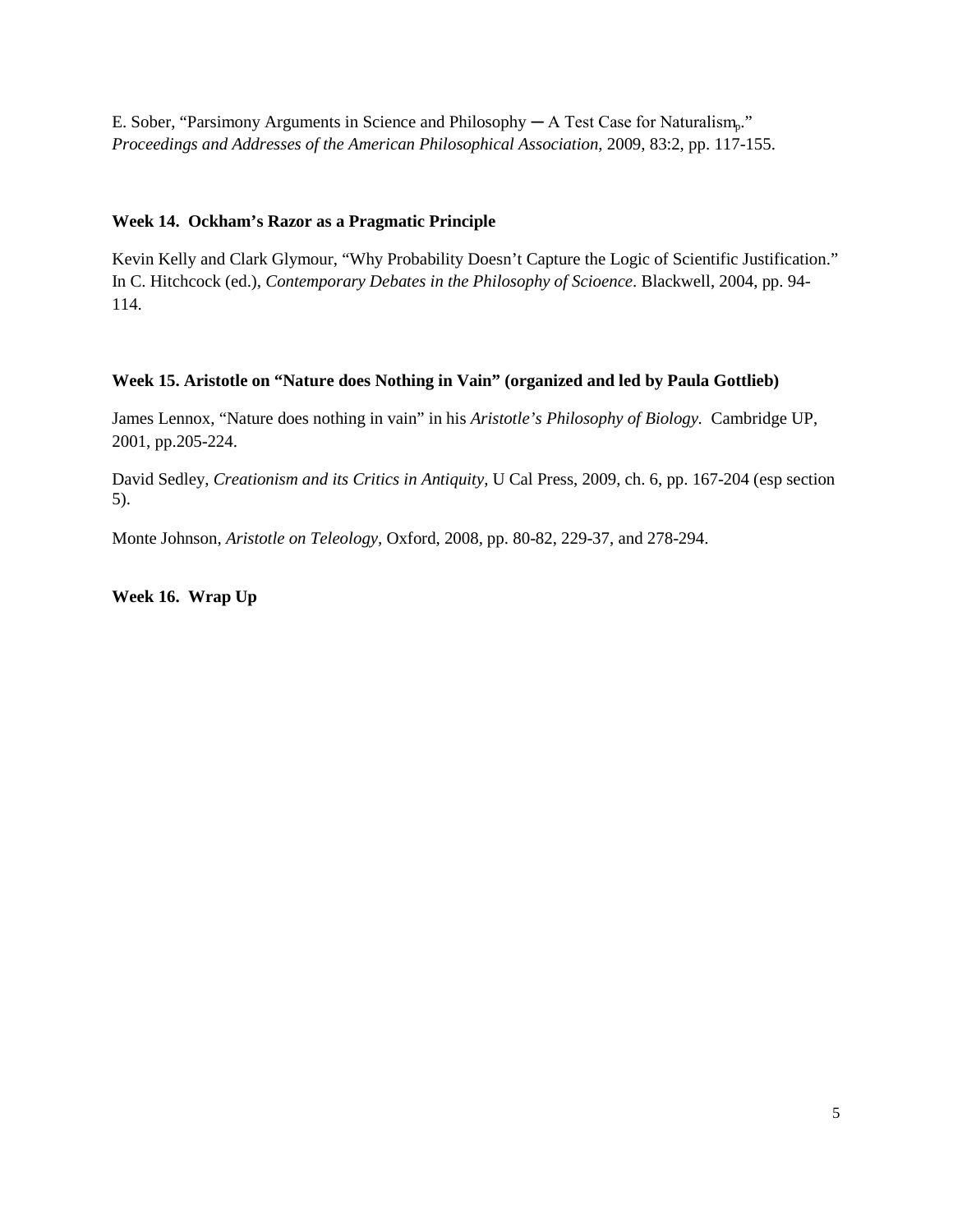E. Sober, "Parsimony Arguments in Science and Philosophy ─ A Test Case for Naturalism$_p$." *Proceedings and Addresses of the American Philosophical Association*, 2009, 83:2, pp. 117-155.

### Week 14. Ockham's Razor as a Pragmatic Principle

Kevin Kelly and Clark Glymour, "Why Probability Doesn't Capture the Logic of Scientific Justification." In C. Hitchcock (ed.), *Contemporary Debates in the Philosophy of Scioence*. Blackwell, 2004, pp. 94-114.

### Week 15. Aristotle on "Nature does Nothing in Vain" (organized and led by Paula Gottlieb)

James Lennox, "Nature does nothing in vain" in his *Aristotle's Philosophy of Biology.* Cambridge UP, 2001, pp.205-224.

David Sedley, *Creationism and its Critics in Antiquity*, U Cal Press, 2009, ch. 6, pp. 167-204 (esp section 5).

Monte Johnson, *Aristotle on Teleology*, Oxford, 2008, pp. 80-82, 229-37, and 278-294.

### Week 16. Wrap Up